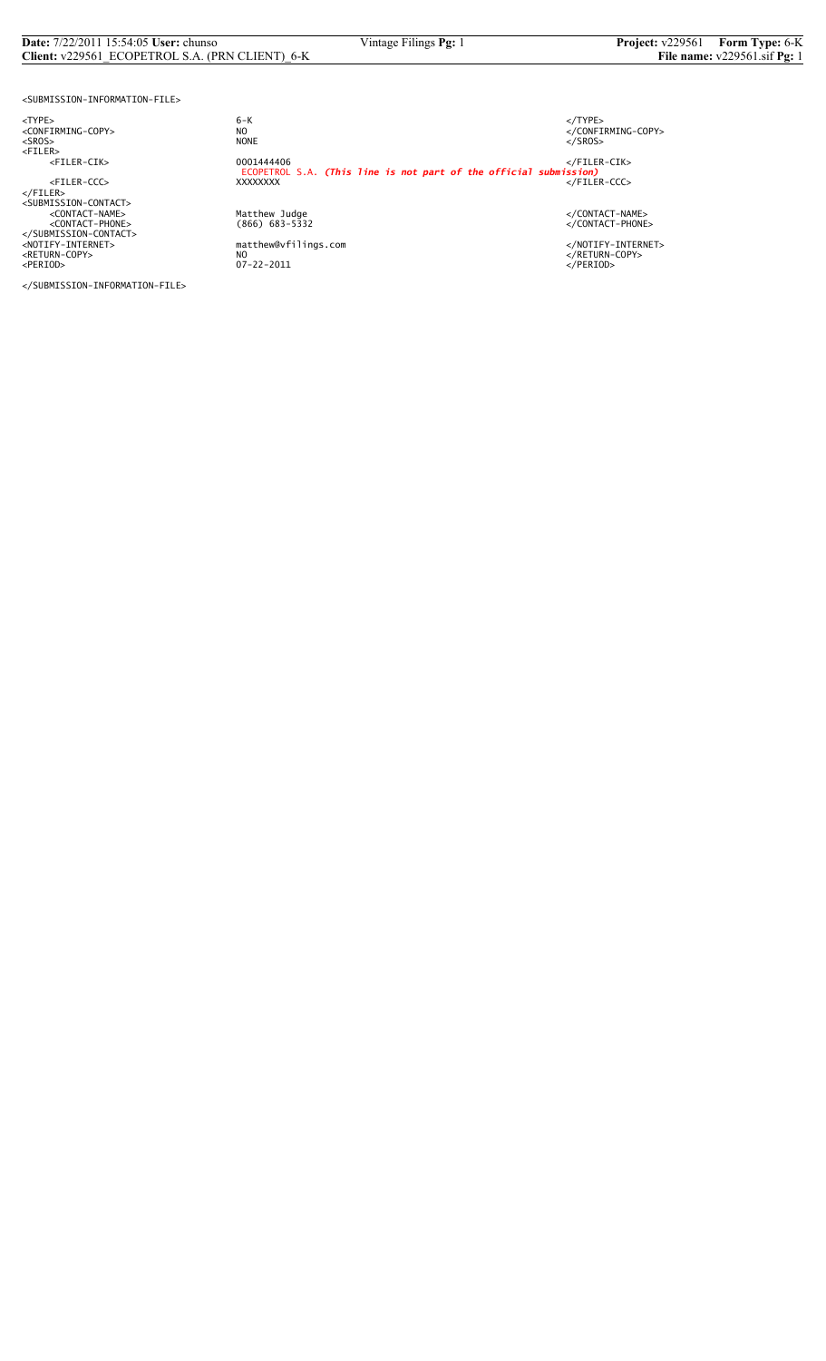```
<SUBMISSION-INFORMATION-FILE>

<TYPE>                      6-K                                                    </TYPE>
<CONFIRMING-COPY>           NO                                                     </CONFIRMING-COPY>
<SROS>                      NONE                                                   </SROS>
<FILER>
     <FILER-CIK>            0001444406                                             </FILER-CIK>
                            ECOPETROL S.A. (This line is not part of the official submission)
     <FILER-CCC>            XXXXXXXX                                               </FILER-CCC>
</FILER>
<SUBMISSION-CONTACT>
     <CONTACT-NAME>         Matthew Judge                                          </CONTACT-NAME>
     <CONTACT-PHONE>        (866) 683-5332                                         </CONTACT-PHONE>
</SUBMISSION-CONTACT>
<NOTIFY-INTERNET>           matthew@vfilings.com                                   </NOTIFY-INTERNET>
<RETURN-COPY>               NO                                                     </RETURN-COPY>
<PERIOD>                    07-22-2011                                             </PERIOD>

</SUBMISSION-INFORMATION-FILE>
```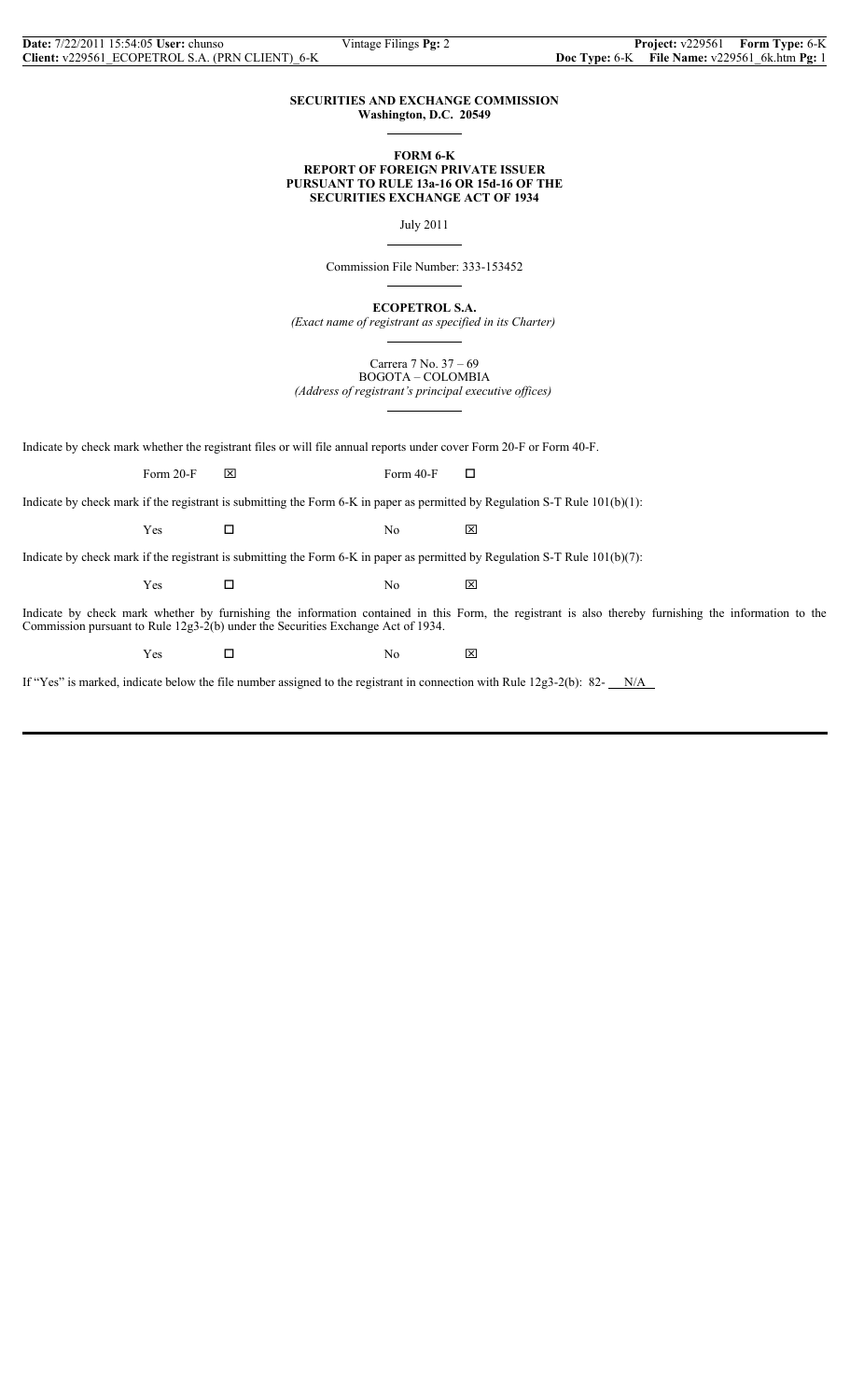**SECURITIES AND EXCHANGE COMMISSION**
**Washington, D.C. 20549**

**FORM 6-K**
**REPORT OF FOREIGN PRIVATE ISSUER**
**PURSUANT TO RULE 13a-16 OR 15d-16 OF THE**
**SECURITIES EXCHANGE ACT OF 1934**

July 2011

Commission File Number: 333-153452

**ECOPETROL S.A.**
*(Exact name of registrant as specified in its Charter)*

Carrera 7 No. 37 – 69
BOGOTA – COLOMBIA
*(Address of registrant's principal executive offices)*

Indicate by check mark whether the registrant files or will file annual reports under cover Form 20-F or Form 40-F.

Form 20-F ☒ Form 40-F ☐

Indicate by check mark if the registrant is submitting the Form 6-K in paper as permitted by Regulation S-T Rule 101(b)(1):

Yes ☐ No ☒

Indicate by check mark if the registrant is submitting the Form 6-K in paper as permitted by Regulation S-T Rule 101(b)(7):

Yes ☐ No ☒

Indicate by check mark whether by furnishing the information contained in this Form, the registrant is also thereby furnishing the information to the Commission pursuant to Rule 12g3-2(b) under the Securities Exchange Act of 1934.

Yes ☐ No ☒

If "Yes" is marked, indicate below the file number assigned to the registrant in connection with Rule 12g3-2(b): 82- N/A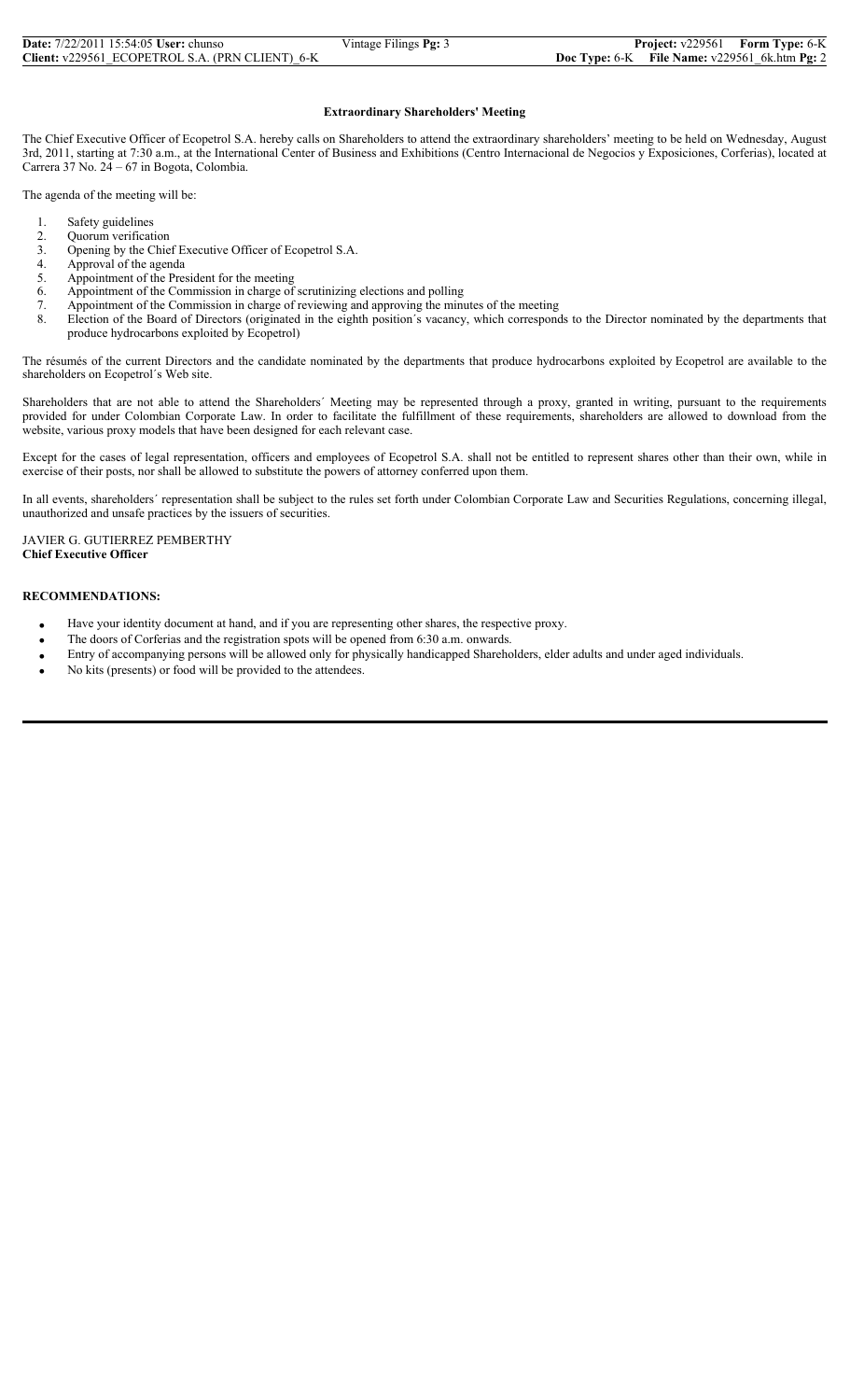## Extraordinary Shareholders' Meeting

The Chief Executive Officer of Ecopetrol S.A. hereby calls on Shareholders to attend the extraordinary shareholders' meeting to be held on Wednesday, August 3rd, 2011, starting at 7:30 a.m., at the International Center of Business and Exhibitions (Centro Internacional de Negocios y Exposiciones, Corferias), located at Carrera 37 No. 24 – 67 in Bogota, Colombia.

The agenda of the meeting will be:

1. Safety guidelines
2. Quorum verification
3. Opening by the Chief Executive Officer of Ecopetrol S.A.
4. Approval of the agenda
5. Appointment of the President for the meeting
6. Appointment of the Commission in charge of scrutinizing elections and polling
7. Appointment of the Commission in charge of reviewing and approving the minutes of the meeting
8. Election of the Board of Directors (originated in the eighth position´s vacancy, which corresponds to the Director nominated by the departments that produce hydrocarbons exploited by Ecopetrol)

The résumés of the current Directors and the candidate nominated by the departments that produce hydrocarbons exploited by Ecopetrol are available to the shareholders on Ecopetrol´s Web site.

Shareholders that are not able to attend the Shareholders´ Meeting may be represented through a proxy, granted in writing, pursuant to the requirements provided for under Colombian Corporate Law. In order to facilitate the fulfillment of these requirements, shareholders are allowed to download from the website, various proxy models that have been designed for each relevant case.

Except for the cases of legal representation, officers and employees of Ecopetrol S.A. shall not be entitled to represent shares other than their own, while in exercise of their posts, nor shall be allowed to substitute the powers of attorney conferred upon them.

In all events, shareholders´ representation shall be subject to the rules set forth under Colombian Corporate Law and Securities Regulations, concerning illegal, unauthorized and unsafe practices by the issuers of securities.

JAVIER G. GUTIERREZ PEMBERTHY
**Chief Executive Officer**

**RECOMMENDATIONS:**

- Have your identity document at hand, and if you are representing other shares, the respective proxy.
- The doors of Corferias and the registration spots will be opened from 6:30 a.m. onwards.
- Entry of accompanying persons will be allowed only for physically handicapped Shareholders, elder adults and under aged individuals.
- No kits (presents) or food will be provided to the attendees.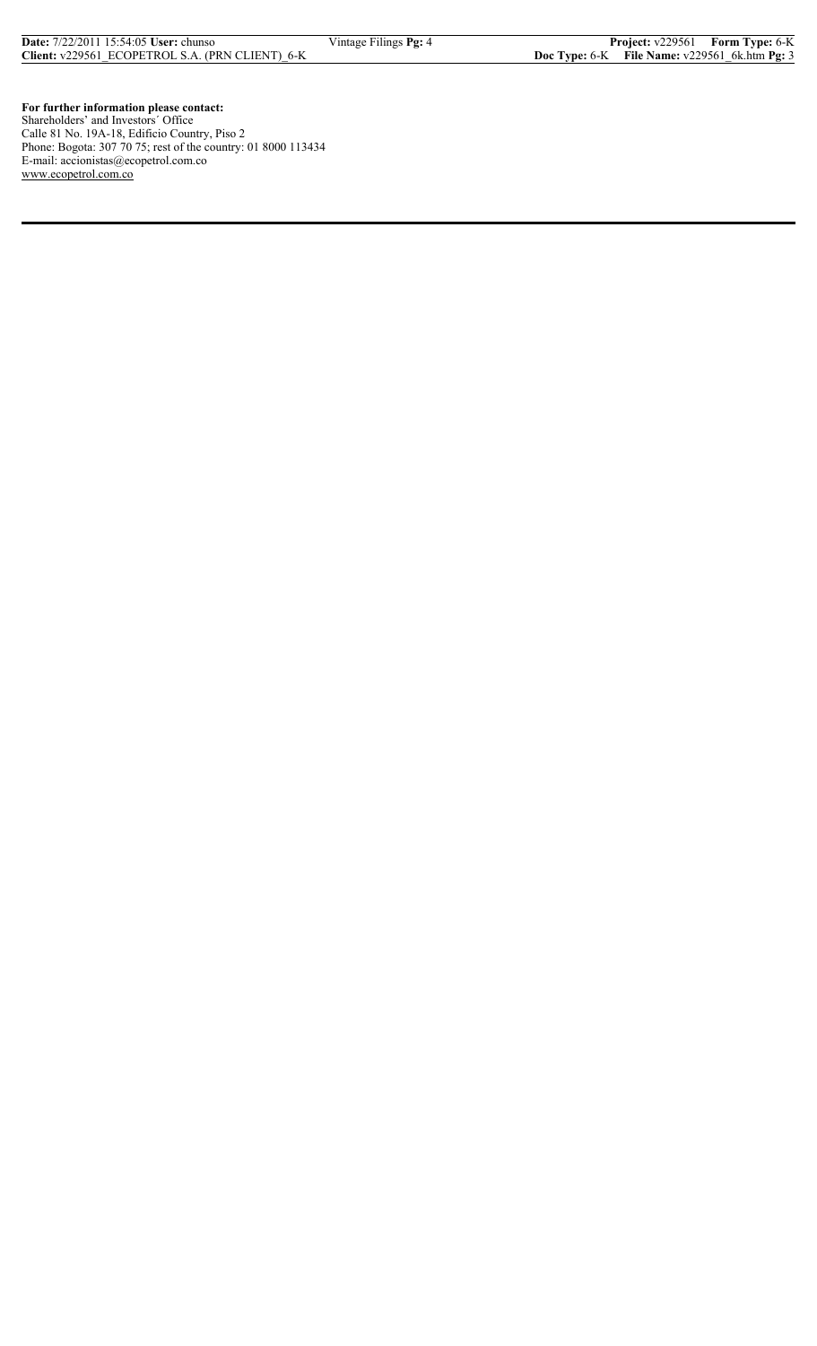**For further information please contact:**
Shareholders' and Investors´ Office
Calle 81 No. 19A-18, Edificio Country, Piso 2
Phone: Bogota: 307 70 75; rest of the country: 01 8000 113434
E-mail: accionistas@ecopetrol.com.co
www.ecopetrol.com.co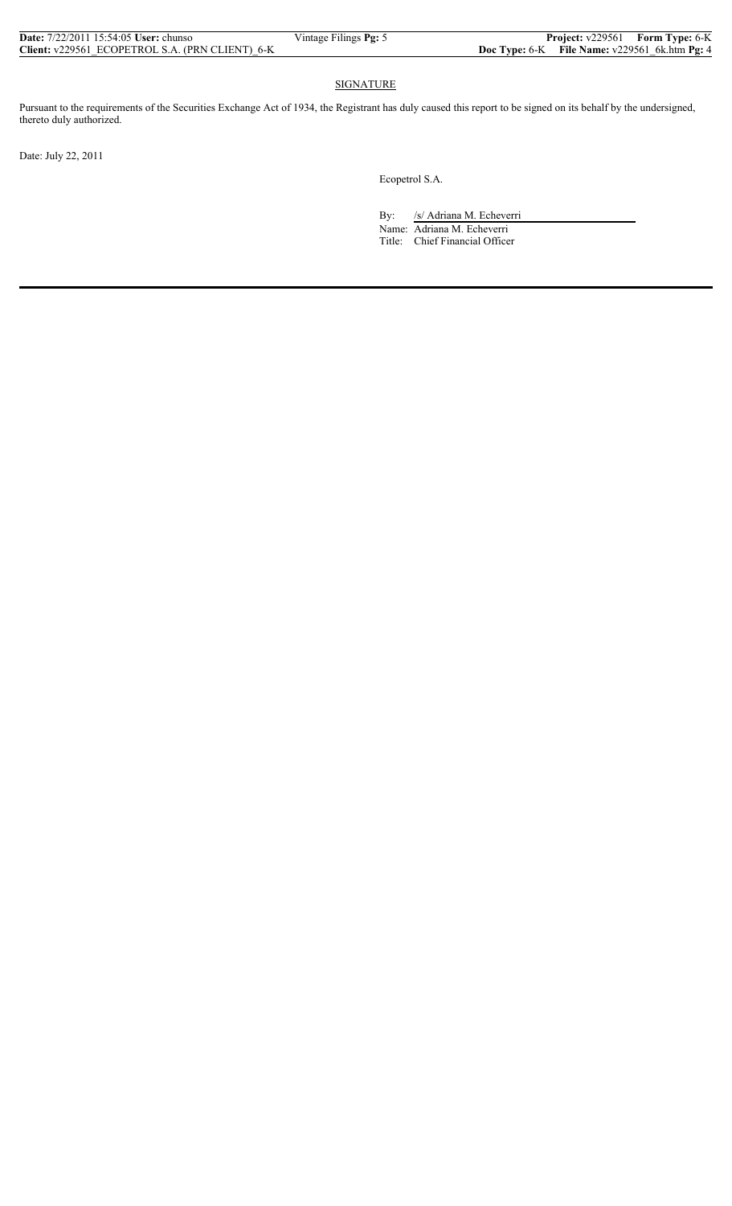## SIGNATURE

Pursuant to the requirements of the Securities Exchange Act of 1934, the Registrant has duly caused this report to be signed on its behalf by the undersigned, thereto duly authorized.

Date: July 22, 2011

Ecopetrol S.A.

By: /s/ Adriana M. Echeverri

Name: Adriana M. Echeverri

Title: Chief Financial Officer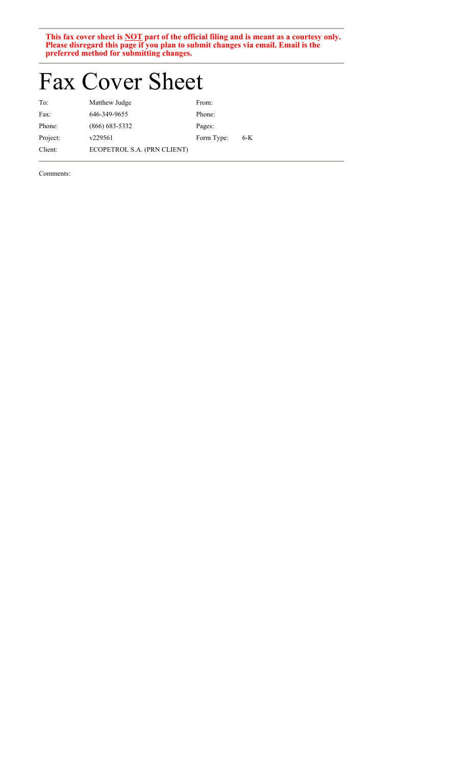**This fax cover sheet is NOT part of the official filing and is meant as a courtesy only. Please disregard this page if you plan to submit changes via email. Email is the preferred method for submitting changes.**

# Fax Cover Sheet

| | | | |
|---|---|---|---|
| To: | Matthew Judge | From: | |
| Fax: | 646-349-9655 | Phone: | |
| Phone: | (866) 683-5332 | Pages: | |
| Project: | v229561 | Form Type: | 6-K |
| Client: | ECOPETROL S.A. (PRN CLIENT) | | |

Comments: